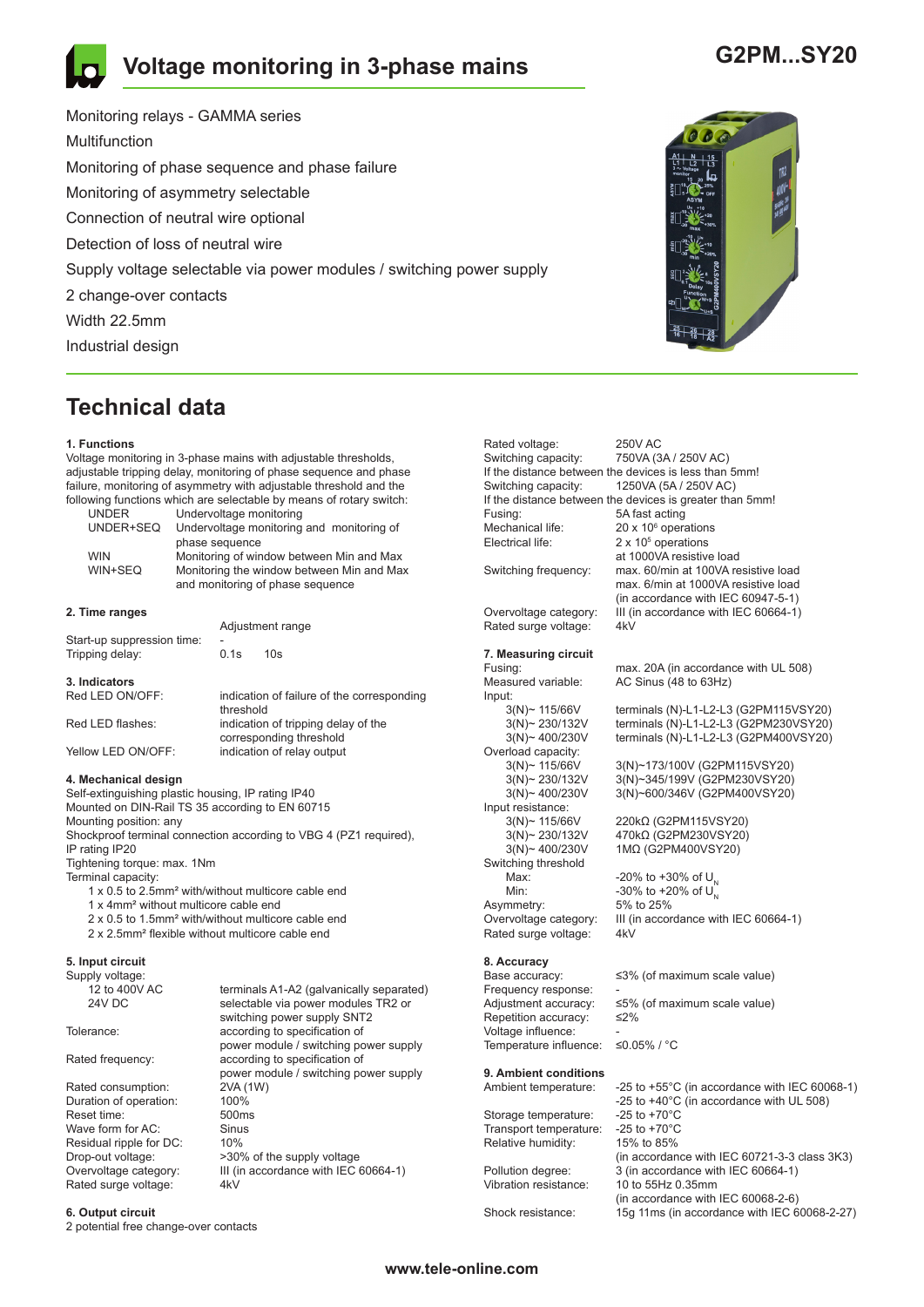# Voltage monitoring in 3-phase mains

**G2PM...SY20**

Monitoring relays - GAMMA series
Multifunction
Monitoring of phase sequence and phase failure
Monitoring of asymmetry selectable
Connection of neutral wire optional
Detection of loss of neutral wire
Supply voltage selectable via power modules / switching power supply
2 change-over contacts
Width 22.5mm
Industrial design

## Technical data

### 1. Functions

Voltage monitoring in 3-phase mains with adjustable thresholds, adjustable tripping delay, monitoring of phase sequence and phase failure, monitoring of asymmetry with adjustable threshold and the following functions which are selectable by means of rotary switch:

| | |
|---|---|
| UNDER | Undervoltage monitoring |
| UNDER+SEQ | Undervoltage monitoring and monitoring of phase sequence |
| WIN | Monitoring of window between Min and Max |
| WIN+SEQ | Monitoring the window between Min and Max and monitoring of phase sequence |

### 2. Time ranges

| | Adjustment range | |
|---|---|---|
| Start-up suppression time: | - | |
| Tripping delay: | 0.1s | 10s |

### 3. Indicators

| | |
|---|---|
| Red LED ON/OFF: | indication of failure of the corresponding threshold |
| Red LED flashes: | indication of tripping delay of the corresponding threshold |
| Yellow LED ON/OFF: | indication of relay output |

### 4. Mechanical design

Self-extinguishing plastic housing, IP rating IP40
Mounted on DIN-Rail TS 35 according to EN 60715
Mounting position: any
Shockproof terminal connection according to VBG 4 (PZ1 required), IP rating IP20
Tightening torque: max. 1Nm
Terminal capacity:
1 x 0.5 to 2.5mm² with/without multicore cable end
1 x 4mm² without multicore cable end
2 x 0.5 to 1.5mm² with/without multicore cable end
2 x 2.5mm² flexible without multicore cable end

### 5. Input circuit

Supply voltage:

| | |
|---|---|
| 12 to 400V AC | terminals A1-A2 (galvanically separated) |
| 24V DC | selectable via power modules TR2 or switching power supply SNT2 |
| Tolerance: | according to specification of power module / switching power supply |
| Rated frequency: | according to specification of power module / switching power supply |
| Rated consumption: | 2VA (1W) |
| Duration of operation: | 100% |
| Reset time: | 500ms |
| Wave form for AC: | Sinus |
| Residual ripple for DC: | 10% |
| Drop-out voltage: | >30% of the supply voltage |
| Overvoltage category: | III (in accordance with IEC 60664-1) |
| Rated surge voltage: | 4kV |

### 6. Output circuit

2 potential free change-over contacts

| | |
|---|---|
| Rated voltage: | 250V AC |
| Switching capacity: | 750VA (3A / 250V AC) |
| If the distance between the devices is less than 5mm! | |
| Switching capacity: | 1250VA (5A / 250V AC) |
| If the distance between the devices is greater than 5mm! | |
| Fusing: | 5A fast acting |
| Mechanical life: | 20 x 10⁶ operations |
| Electrical life: | 2 x 10⁵ operations at 1000VA resistive load |
| Switching frequency: | max. 60/min at 100VA resistive load max. 6/min at 1000VA resistive load (in accordance with IEC 60947-5-1) |
| Overvoltage category: | III (in accordance with IEC 60664-1) |
| Rated surge voltage: | 4kV |

### 7. Measuring circuit

| | |
|---|---|
| Fusing: | max. 20A (in accordance with UL 508) |
| Measured variable: | AC Sinus (48 to 63Hz) |
| Input: | |
| 3(N)~ 115/66V | terminals (N)-L1-L2-L3 (G2PM115VSY20) |
| 3(N)~ 230/132V | terminals (N)-L1-L2-L3 (G2PM230VSY20) |
| 3(N)~ 400/230V | terminals (N)-L1-L2-L3 (G2PM400VSY20) |
| Overload capacity: | |
| 3(N)~ 115/66V | 3(N)~173/100V (G2PM115VSY20) |
| 3(N)~ 230/132V | 3(N)~345/199V (G2PM230VSY20) |
| 3(N)~ 400/230V | 3(N)~600/346V (G2PM400VSY20) |
| Input resistance: | |
| 3(N)~ 115/66V | 220kΩ (G2PM115VSY20) |
| 3(N)~ 230/132V | 470kΩ (G2PM230VSY20) |
| 3(N)~ 400/230V | 1MΩ (G2PM400VSY20) |
| Switching threshold | |
| Max: | -20% to +30% of $U_N$ |
| Min: | -30% to +20% of $U_N$ |
| Asymmetry: | 5% to 25% |
| Overvoltage category: | III (in accordance with IEC 60664-1) |
| Rated surge voltage: | 4kV |

### 8. Accuracy

| | |
|---|---|
| Base accuracy: | ≤3% (of maximum scale value) |
| Frequency response: | - |
| Adjustment accuracy: | ≤5% (of maximum scale value) |
| Repetition accuracy: | ≤2% |
| Voltage influence: | - |
| Temperature influence: | ≤0.05% / °C |

### 9. Ambient conditions

| | |
|---|---|
| Ambient temperature: | -25 to +55°C (in accordance with IEC 60068-1) -25 to +40°C (in accordance with UL 508) |
| Storage temperature: | -25 to +70°C |
| Transport temperature: | -25 to +70°C |
| Relative humidity: | 15% to 85% (in accordance with IEC 60721-3-3 class 3K3) |
| Pollution degree: | 3 (in accordance with IEC 60664-1) |
| Vibration resistance: | 10 to 55Hz 0.35mm (in accordance with IEC 60068-2-6) |
| Shock resistance: | 15g 11ms (in accordance with IEC 60068-2-27) |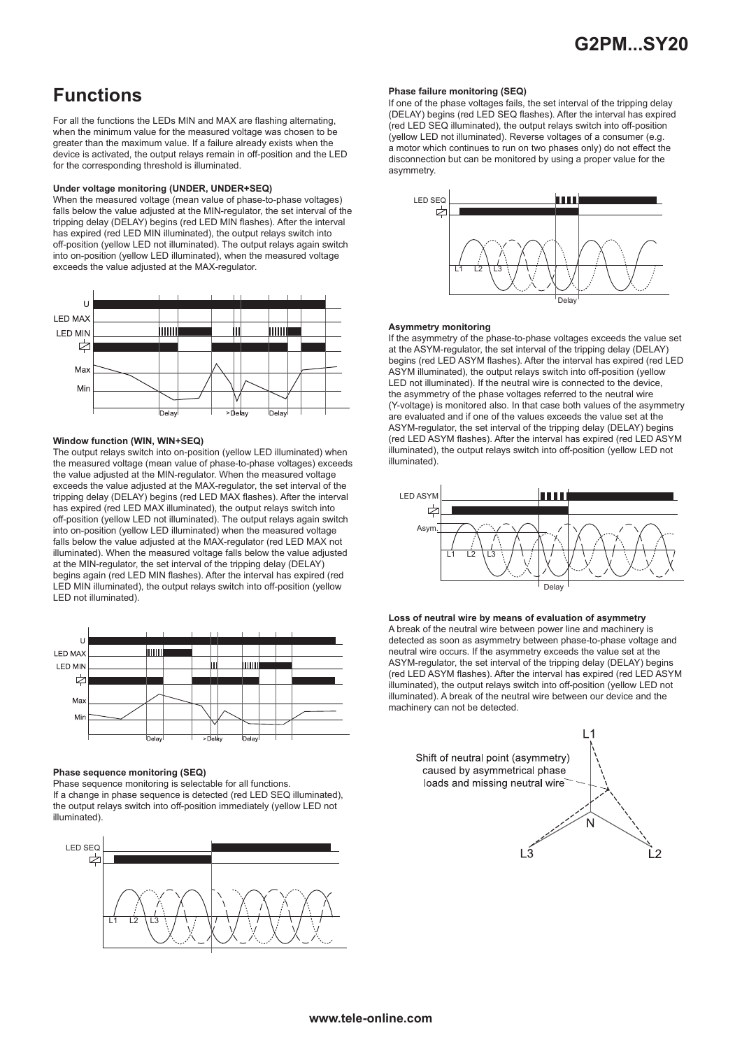## Functions

For all the functions the LEDs MIN and MAX are flashing alternating, when the minimum value for the measured voltage was chosen to be greater than the maximum value. If a failure already exists when the device is activated, the output relays remain in off-position and the LED for the corresponding threshold is illuminated.

**Under voltage monitoring (UNDER, UNDER+SEQ)**

When the measured voltage (mean value of phase-to-phase voltages) falls below the value adjusted at the MIN-regulator, the set interval of the tripping delay (DELAY) begins (red LED MIN flashes). After the interval has expired (red LED MIN illuminated), the output relays switch into off-position (yellow LED not illuminated). The output relays again switch into on-position (yellow LED illuminated), when the measured voltage exceeds the value adjusted at the MAX-regulator.

**Window function (WIN, WIN+SEQ)**

The output relays switch into on-position (yellow LED illuminated) when the measured voltage (mean value of phase-to-phase voltages) exceeds the value adjusted at the MIN-regulator. When the measured voltage exceeds the value adjusted at the MAX-regulator, the set interval of the tripping delay (DELAY) begins (red LED MAX flashes). After the interval has expired (red LED MAX illuminated), the output relays switch into off-position (yellow LED not illuminated). The output relays again switch into on-position (yellow LED illuminated) when the measured voltage falls below the value adjusted at the MAX-regulator (red LED MAX not illuminated). When the measured voltage falls below the value adjusted at the MIN-regulator, the set interval of the tripping delay (DELAY) begins again (red LED MIN flashes). After the interval has expired (red LED MIN illuminated), the output relays switch into off-position (yellow LED not illuminated).

**Phase sequence monitoring (SEQ)**

Phase sequence monitoring is selectable for all functions.
If a change in phase sequence is detected (red LED SEQ illuminated), the output relays switch into off-position immediately (yellow LED not illuminated).

**Phase failure monitoring (SEQ)**

If one of the phase voltages fails, the set interval of the tripping delay (DELAY) begins (red LED SEQ flashes). After the interval has expired (red LED SEQ illuminated), the output relays switch into off-position (yellow LED not illuminated). Reverse voltages of a consumer (e.g. a motor which continues to run on two phases only) do not effect the disconnection but can be monitored by using a proper value for the asymmetry.

**Asymmetry monitoring**

If the asymmetry of the phase-to-phase voltages exceeds the value set at the ASYM-regulator, the set interval of the tripping delay (DELAY) begins (red LED ASYM flashes). After the interval has expired (red LED ASYM illuminated), the output relays switch into off-position (yellow LED not illuminated). If the neutral wire is connected to the device, the asymmetry of the phase voltages referred to the neutral wire (Y-voltage) is monitored also. In that case both values of the asymmetry are evaluated and if one of the values exceeds the value set at the ASYM-regulator, the set interval of the tripping delay (DELAY) begins (red LED ASYM flashes). After the interval has expired (red LED ASYM illuminated), the output relays switch into off-position (yellow LED not illuminated).

**Loss of neutral wire by means of evaluation of asymmetry**

A break of the neutral wire between power line and machinery is detected as soon as asymmetry between phase-to-phase voltage and neutral wire occurs. If the asymmetry exceeds the value set at the ASYM-regulator, the set interval of the tripping delay (DELAY) begins (red LED ASYM flashes). After the interval has expired (red LED ASYM illuminated), the output relays switch into off-position (yellow LED not illuminated). A break of the neutral wire between our device and the machinery can not be detected.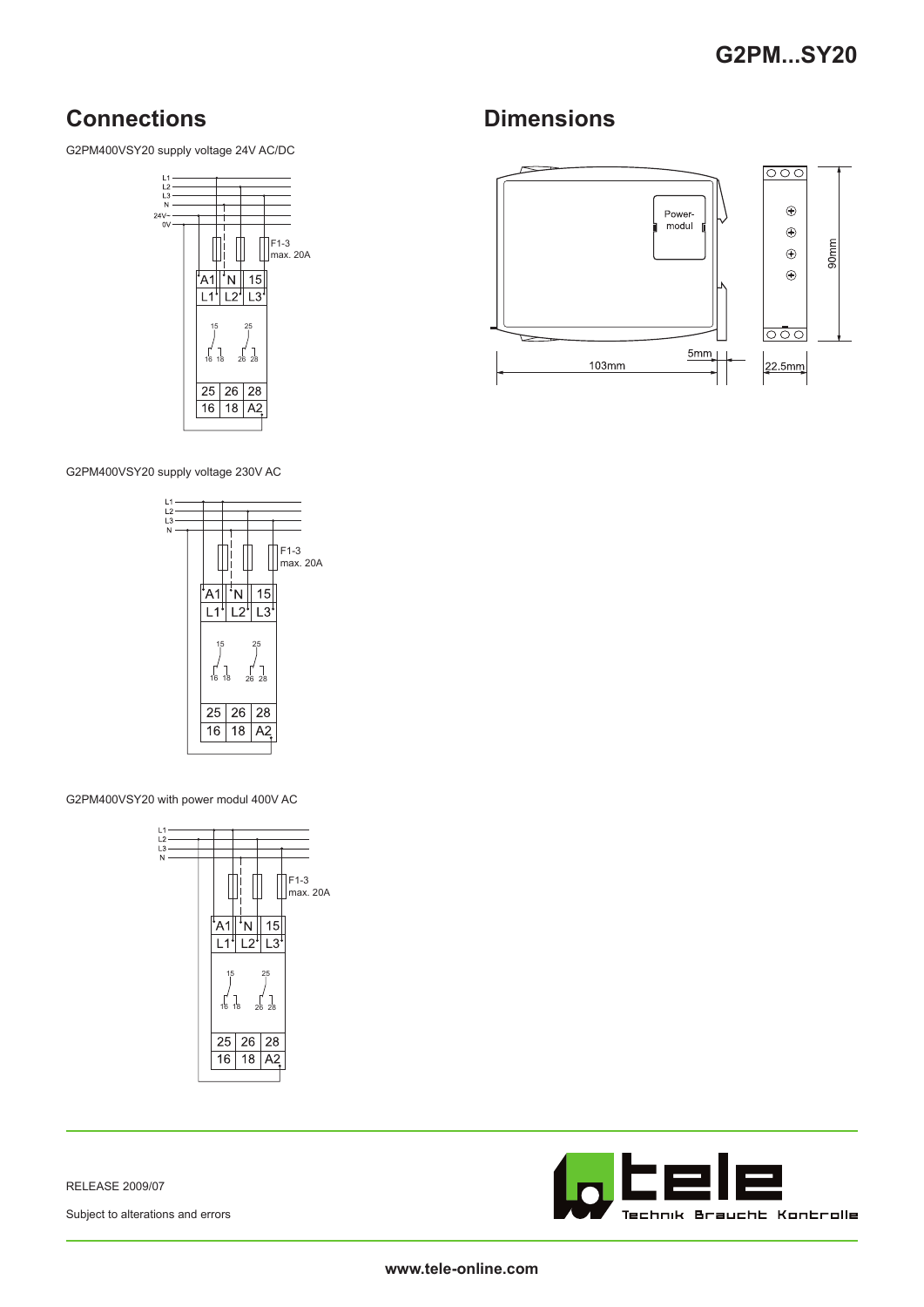## Connections

G2PM400VSY20 supply voltage 24V AC/DC

L1
L2
L3
N
24V~
0V
F1-3
max. 20A
A1 N 15
L1 L2 L3
15 25
16 18 26 28
25 26 28
16 18 A2

G2PM400VSY20 supply voltage 230V AC

L1
L2
L3
N
F1-3
max. 20A
A1 N 15
L1 L2 L3
15 25
16 18 26 28
25 26 28
16 18 A2

G2PM400VSY20 with power modul 400V AC

L1
L2
L3
N
F1-3
max. 20A
A1 N 15
L1 L2 L3
15 25
16 18 26 28
25 26 28
16 18 A2

## Dimensions

Power-
modul
103mm
5mm
22.5mm
90mm

RELEASE 2009/07

Subject to alterations and errors

Technik Braucht Kontrolle

www.tele-online.com